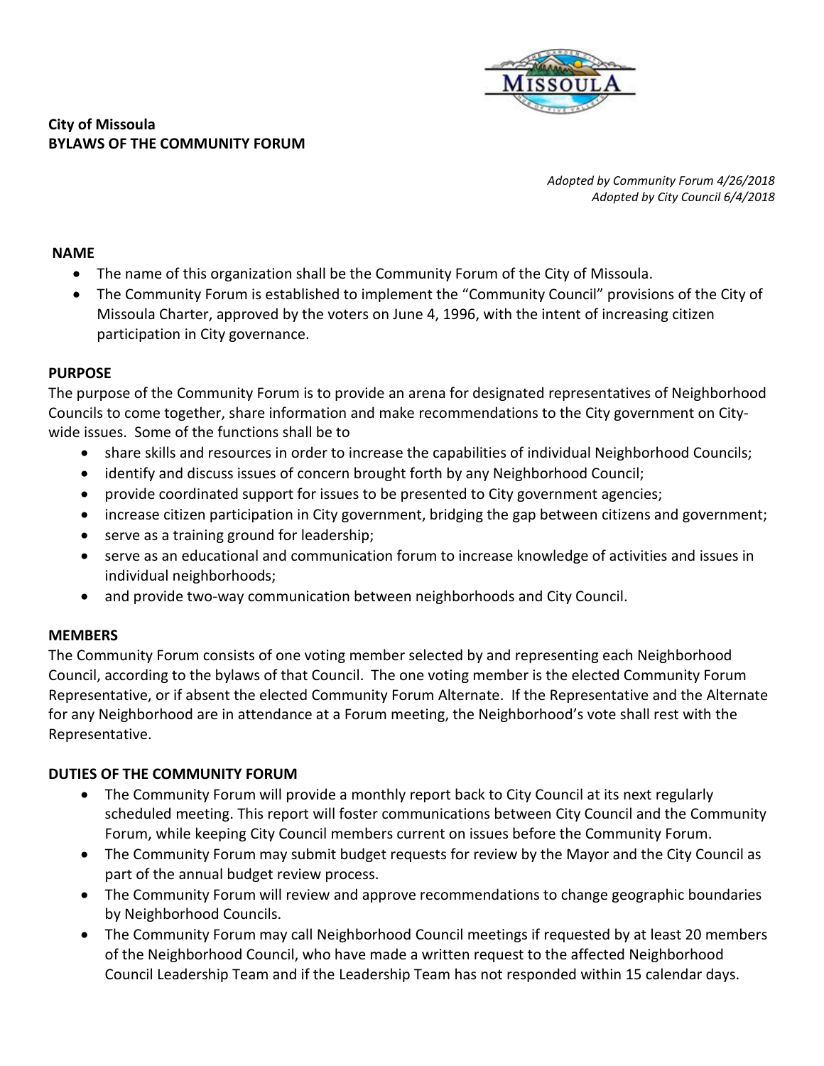**City of Missoula**
**BYLAWS OF THE COMMUNITY FORUM**

*Adopted by Community Forum 4/26/2018*
*Adopted by City Council 6/4/2018*

**NAME**

- The name of this organization shall be the Community Forum of the City of Missoula.
- The Community Forum is established to implement the "Community Council" provisions of the City of Missoula Charter, approved by the voters on June 4, 1996, with the intent of increasing citizen participation in City governance.

**PURPOSE**

The purpose of the Community Forum is to provide an arena for designated representatives of Neighborhood Councils to come together, share information and make recommendations to the City government on City-wide issues. Some of the functions shall be to

- share skills and resources in order to increase the capabilities of individual Neighborhood Councils;
- identify and discuss issues of concern brought forth by any Neighborhood Council;
- provide coordinated support for issues to be presented to City government agencies;
- increase citizen participation in City government, bridging the gap between citizens and government;
- serve as a training ground for leadership;
- serve as an educational and communication forum to increase knowledge of activities and issues in individual neighborhoods;
- and provide two-way communication between neighborhoods and City Council.

**MEMBERS**

The Community Forum consists of one voting member selected by and representing each Neighborhood Council, according to the bylaws of that Council. The one voting member is the elected Community Forum Representative, or if absent the elected Community Forum Alternate. If the Representative and the Alternate for any Neighborhood are in attendance at a Forum meeting, the Neighborhood's vote shall rest with the Representative.

**DUTIES OF THE COMMUNITY FORUM**

- The Community Forum will provide a monthly report back to City Council at its next regularly scheduled meeting. This report will foster communications between City Council and the Community Forum, while keeping City Council members current on issues before the Community Forum.
- The Community Forum may submit budget requests for review by the Mayor and the City Council as part of the annual budget review process.
- The Community Forum will review and approve recommendations to change geographic boundaries by Neighborhood Councils.
- The Community Forum may call Neighborhood Council meetings if requested by at least 20 members of the Neighborhood Council, who have made a written request to the affected Neighborhood Council Leadership Team and if the Leadership Team has not responded within 15 calendar days.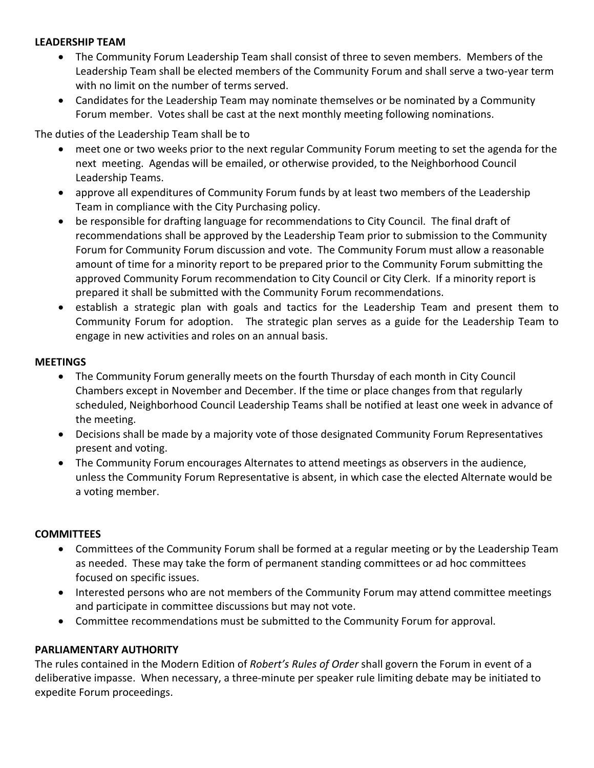**LEADERSHIP TEAM**

- The Community Forum Leadership Team shall consist of three to seven members. Members of the Leadership Team shall be elected members of the Community Forum and shall serve a two-year term with no limit on the number of terms served.
- Candidates for the Leadership Team may nominate themselves or be nominated by a Community Forum member. Votes shall be cast at the next monthly meeting following nominations.

The duties of the Leadership Team shall be to

- meet one or two weeks prior to the next regular Community Forum meeting to set the agenda for the next meeting. Agendas will be emailed, or otherwise provided, to the Neighborhood Council Leadership Teams.
- approve all expenditures of Community Forum funds by at least two members of the Leadership Team in compliance with the City Purchasing policy.
- be responsible for drafting language for recommendations to City Council. The final draft of recommendations shall be approved by the Leadership Team prior to submission to the Community Forum for Community Forum discussion and vote. The Community Forum must allow a reasonable amount of time for a minority report to be prepared prior to the Community Forum submitting the approved Community Forum recommendation to City Council or City Clerk. If a minority report is prepared it shall be submitted with the Community Forum recommendations.
- establish a strategic plan with goals and tactics for the Leadership Team and present them to Community Forum for adoption. The strategic plan serves as a guide for the Leadership Team to engage in new activities and roles on an annual basis.

**MEETINGS**

- The Community Forum generally meets on the fourth Thursday of each month in City Council Chambers except in November and December. If the time or place changes from that regularly scheduled, Neighborhood Council Leadership Teams shall be notified at least one week in advance of the meeting.
- Decisions shall be made by a majority vote of those designated Community Forum Representatives present and voting.
- The Community Forum encourages Alternates to attend meetings as observers in the audience, unless the Community Forum Representative is absent, in which case the elected Alternate would be a voting member.

**COMMITTEES**

- Committees of the Community Forum shall be formed at a regular meeting or by the Leadership Team as needed. These may take the form of permanent standing committees or ad hoc committees focused on specific issues.
- Interested persons who are not members of the Community Forum may attend committee meetings and participate in committee discussions but may not vote.
- Committee recommendations must be submitted to the Community Forum for approval.

**PARLIAMENTARY AUTHORITY**

The rules contained in the Modern Edition of *Robert's Rules of Order* shall govern the Forum in event of a deliberative impasse. When necessary, a three-minute per speaker rule limiting debate may be initiated to expedite Forum proceedings.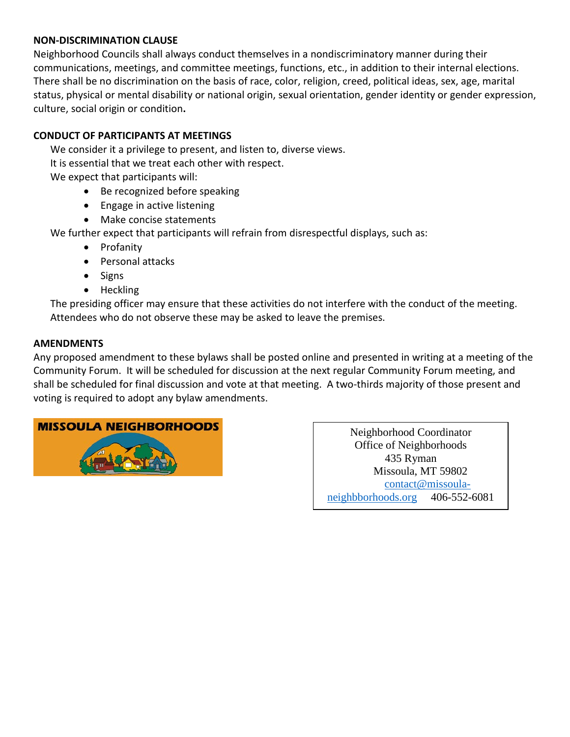**NON-DISCRIMINATION CLAUSE**

Neighborhood Councils shall always conduct themselves in a nondiscriminatory manner during their communications, meetings, and committee meetings, functions, etc., in addition to their internal elections. There shall be no discrimination on the basis of race, color, religion, creed, political ideas, sex, age, marital status, physical or mental disability or national origin, sexual orientation, gender identity or gender expression, culture, social origin or condition**.**

**CONDUCT OF PARTICIPANTS AT MEETINGS**

We consider it a privilege to present, and listen to, diverse views.
It is essential that we treat each other with respect.
We expect that participants will:

- Be recognized before speaking
- Engage in active listening
- Make concise statements

We further expect that participants will refrain from disrespectful displays, such as:

- Profanity
- Personal attacks
- Signs
- Heckling

The presiding officer may ensure that these activities do not interfere with the conduct of the meeting. Attendees who do not observe these may be asked to leave the premises.

**AMENDMENTS**

Any proposed amendment to these bylaws shall be posted online and presented in writing at a meeting of the Community Forum. It will be scheduled for discussion at the next regular Community Forum meeting, and shall be scheduled for final discussion and vote at that meeting. A two-thirds majority of those present and voting is required to adopt any bylaw amendments.

MISSOULA NEIGHBORHOODS

Neighborhood Coordinator
Office of Neighborhoods
435 Ryman
Missoula, MT 59802
contact@missoula-neighbborhoods.org 406-552-6081